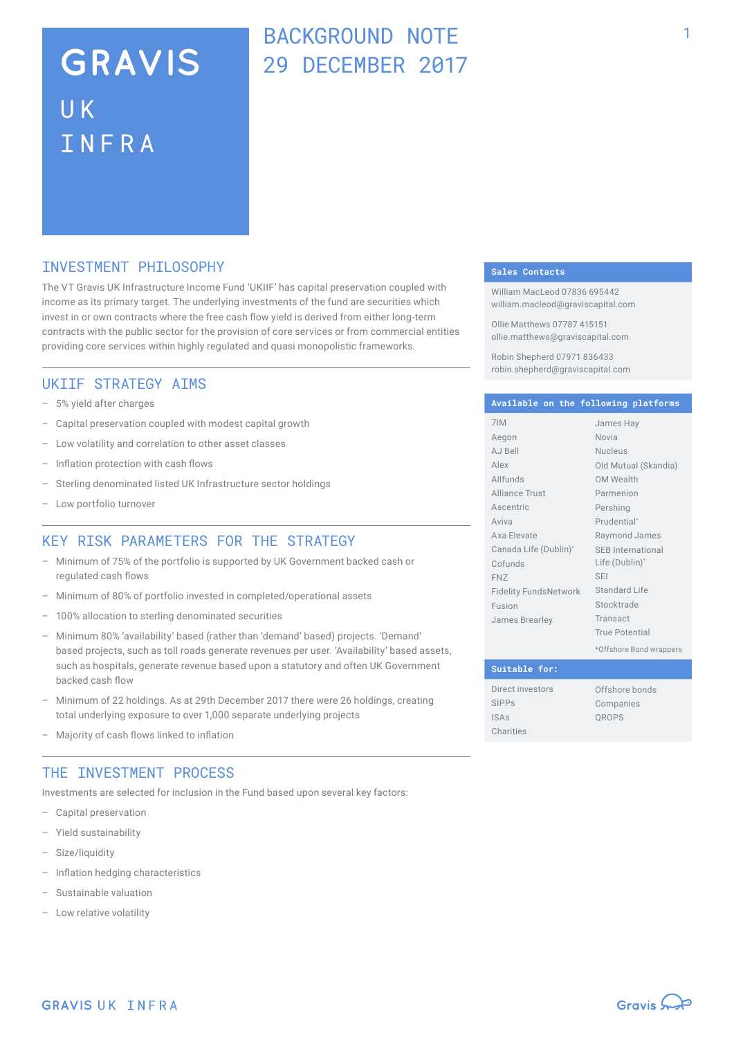# GRAVIS UK INFRA

## BACKGROUND NOTE 29 DECEMBER 2017

## INVESTMENT PHILOSOPHY

The VT Gravis UK Infrastructure Income Fund 'UKIIF' has capital preservation coupled with income as its primary target. The underlying investments of the fund are securities which invest in or own contracts where the free cash flow yield is derived from either long-term contracts with the public sector for the provision of core services or from commercial entities providing core services within highly regulated and quasi monopolistic frameworks.

## UKIIF STRATEGY AIMS

- 5% yield after charges
- Capital preservation coupled with modest capital growth
- Low volatility and correlation to other asset classes
- Inflation protection with cash flows
- Sterling denominated listed UK Infrastructure sector holdings
- Low portfolio turnover

## KEY RISK PARAMETERS FOR THE STRATEGY

- Minimum of 75% of the portfolio is supported by UK Government backed cash or regulated cash flows
- Minimum of 80% of portfolio invested in completed/operational assets
- 100% allocation to sterling denominated securities
- Minimum 80% 'availability' based (rather than 'demand' based) projects. 'Demand' based projects, such as toll roads generate revenues per user. 'Availability' based assets, such as hospitals, generate revenue based upon a statutory and often UK Government backed cash flow
- Minimum of 22 holdings. As at 29th December 2017 there were 26 holdings, creating total underlying exposure to over 1,000 separate underlying projects
- Majority of cash flows linked to inflation

## THE INVESTMENT PROCESS

Investments are selected for inclusion in the Fund based upon several key factors:

- Capital preservation
- Yield sustainability
- Size/liquidity
- Inflation hedging characteristics
- Sustainable valuation
- Low relative volatility

### Sales Contacts

William MacLeod 07836 695442
william.macleod@graviscapital.com

Ollie Matthews 07787 415151
ollie.matthews@graviscapital.com

Robin Shepherd 07971 836433
robin.shepherd@graviscapital.com

### Available on the following platforms

| | |
|---|---|
| 7IM | James Hay |
| Aegon | Novia |
| AJ Bell | Nucleus |
| Alex | Old Mutual (Skandia) |
| Allfunds | OM Wealth |
| Alliance Trust | Parmenion |
| Ascentric | Pershing |
| Aviva | Prudential* |
| Axa Elevate | Raymond James |
| Canada Life (Dublin)* | SEB International Life (Dublin)* |
| Cofunds | SEI |
| FNZ | Standard Life |
| Fidelity FundsNetwork | Stocktrade |
| Fusion | Transact |
| James Brearley | True Potential |

*Offshore Bond wrappers

### Suitable for:

| | |
|---|---|
| Direct investors | Offshore bonds |
| SIPPs | Companies |
| ISAs | QROPS |
| Charities | |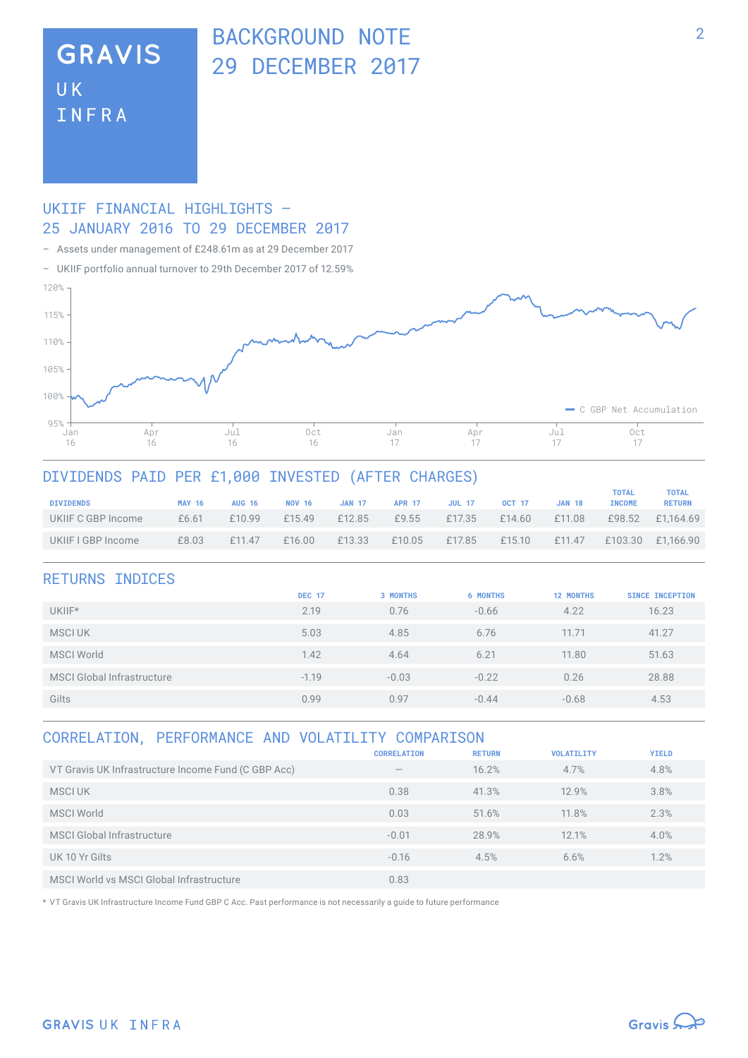# GRAVIS UK INFRA

# BACKGROUND NOTE 29 DECEMBER 2017

## UKIIF FINANCIAL HIGHLIGHTS – 25 JANUARY 2016 TO 29 DECEMBER 2017

- Assets under management of £248.61m as at 29 December 2017
- UKIIF portfolio annual turnover to 29th December 2017 of 12.59%

## DIVIDENDS PAID PER £1,000 INVESTED (AFTER CHARGES)

| DIVIDENDS | MAY 16 | AUG 16 | NOV 16 | JAN 17 | APR 17 | JUL 17 | OCT 17 | JAN 18 | TOTAL INCOME | TOTAL RETURN |
|---|---|---|---|---|---|---|---|---|---|---|
| UKIIF C GBP Income | £6.61 | £10.99 | £15.49 | £12.85 | £9.55 | £17.35 | £14.60 | £11.08 | £98.52 | £1,164.69 |
| UKIIF I GBP Income | £8.03 | £11.47 | £16.00 | £13.33 | £10.05 | £17.85 | £15.10 | £11.47 | £103.30 | £1,166.90 |

## RETURNS INDICES

| | DEC 17 | 3 MONTHS | 6 MONTHS | 12 MONTHS | SINCE INCEPTION |
|---|---|---|---|---|---|
| UKIIF* | 2.19 | 0.76 | -0.66 | 4.22 | 16.23 |
| MSCI UK | 5.03 | 4.85 | 6.76 | 11.71 | 41.27 |
| MSCI World | 1.42 | 4.64 | 6.21 | 11.80 | 51.63 |
| MSCI Global Infrastructure | -1.19 | -0.03 | -0.22 | 0.26 | 28.88 |
| Gilts | 0.99 | 0.97 | -0.44 | -0.68 | 4.53 |

## CORRELATION, PERFORMANCE AND VOLATILITY COMPARISON

| | CORRELATION | RETURN | VOLATILITY | YIELD |
|---|---|---|---|---|
| VT Gravis UK Infrastructure Income Fund (C GBP Acc) | – | 16.2% | 4.7% | 4.8% |
| MSCI UK | 0.38 | 41.3% | 12.9% | 3.8% |
| MSCI World | 0.03 | 51.6% | 11.8% | 2.3% |
| MSCI Global Infrastructure | -0.01 | 28.9% | 12.1% | 4.0% |
| UK 10 Yr Gilts | -0.16 | 4.5% | 6.6% | 1.2% |
| MSCI World vs MSCI Global Infrastructure | 0.83 | | | |

* VT Gravis UK Infrastructure Income Fund GBP C Acc. Past performance is not necessarily a guide to future performance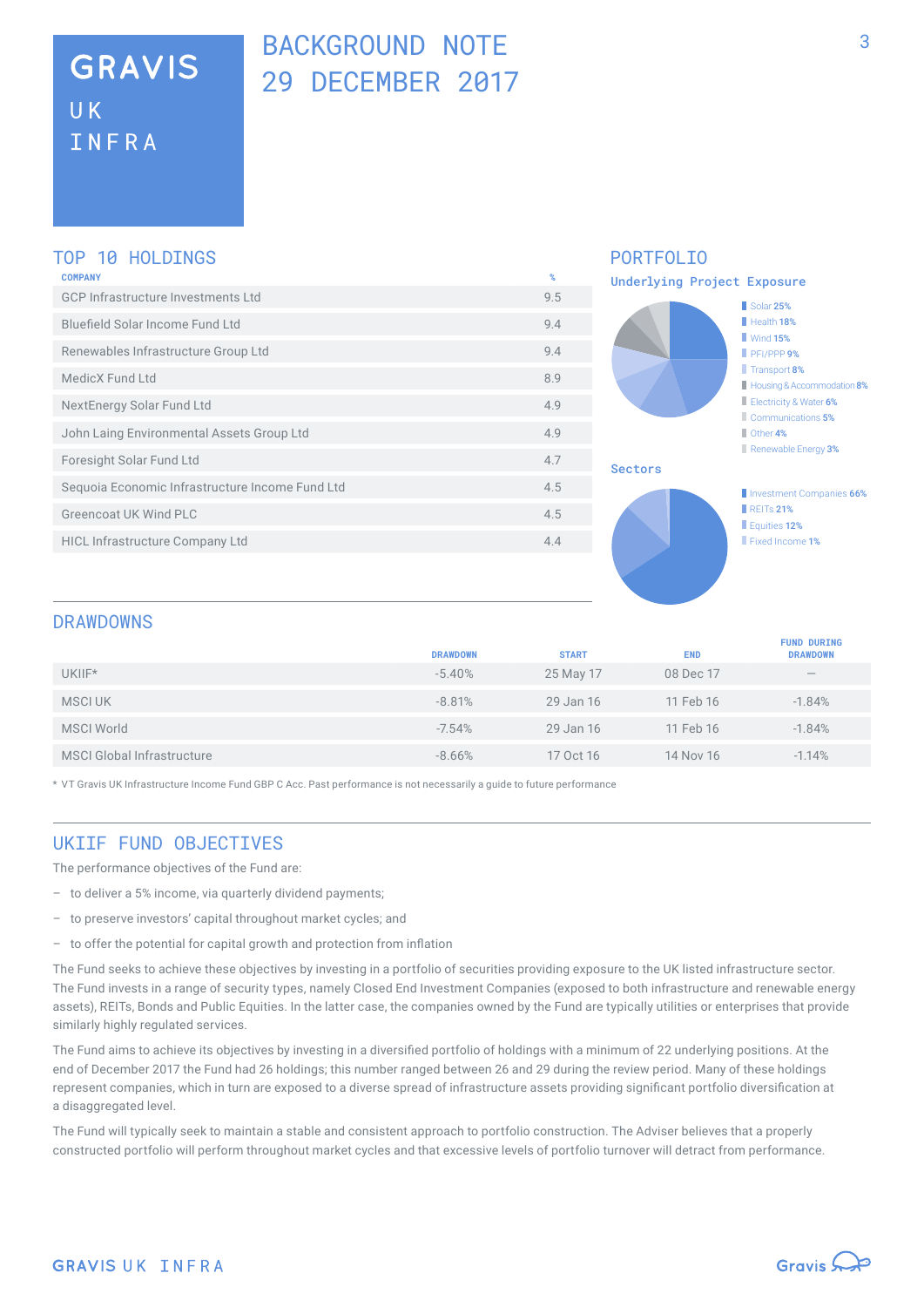# GRAVIS UK INFRA

# BACKGROUND NOTE 29 DECEMBER 2017

## TOP 10 HOLDINGS

| COMPANY | % |
|---|---|
| GCP Infrastructure Investments Ltd | 9.5 |
| Bluefield Solar Income Fund Ltd | 9.4 |
| Renewables Infrastructure Group Ltd | 9.4 |
| MedicX Fund Ltd | 8.9 |
| NextEnergy Solar Fund Ltd | 4.9 |
| John Laing Environmental Assets Group Ltd | 4.9 |
| Foresight Solar Fund Ltd | 4.7 |
| Sequoia Economic Infrastructure Income Fund Ltd | 4.5 |
| Greencoat UK Wind PLC | 4.5 |
| HICL Infrastructure Company Ltd | 4.4 |

## PORTFOLIO

### Underlying Project Exposure

- Solar 25%
- Health 18%
- Wind 15%
- PFI/PPP 9%
- Transport 8%
- Housing & Accommodation 8%
- Electricity & Water 6%
- Communications 5%
- Other 4%
- Renewable Energy 3%

### Sectors

- Investment Companies 66%
- REITs 21%
- Equities 12%
- Fixed Income 1%

## DRAWDOWNS

| | DRAWDOWN | START | END | FUND DURING DRAWDOWN |
|---|---|---|---|---|
| UKIIF* | -5.40% | 25 May 17 | 08 Dec 17 | – |
| MSCI UK | -8.81% | 29 Jan 16 | 11 Feb 16 | -1.84% |
| MSCI World | -7.54% | 29 Jan 16 | 11 Feb 16 | -1.84% |
| MSCI Global Infrastructure | -8.66% | 17 Oct 16 | 14 Nov 16 | -1.14% |

* VT Gravis UK Infrastructure Income Fund GBP C Acc. Past performance is not necessarily a guide to future performance

## UKIIF FUND OBJECTIVES

The performance objectives of the Fund are:

- to deliver a 5% income, via quarterly dividend payments;
- to preserve investors' capital throughout market cycles; and
- to offer the potential for capital growth and protection from inflation

The Fund seeks to achieve these objectives by investing in a portfolio of securities providing exposure to the UK listed infrastructure sector. The Fund invests in a range of security types, namely Closed End Investment Companies (exposed to both infrastructure and renewable energy assets), REITs, Bonds and Public Equities. In the latter case, the companies owned by the Fund are typically utilities or enterprises that provide similarly highly regulated services.

The Fund aims to achieve its objectives by investing in a diversified portfolio of holdings with a minimum of 22 underlying positions. At the end of December 2017 the Fund had 26 holdings; this number ranged between 26 and 29 during the review period. Many of these holdings represent companies, which in turn are exposed to a diverse spread of infrastructure assets providing significant portfolio diversification at a disaggregated level.

The Fund will typically seek to maintain a stable and consistent approach to portfolio construction. The Adviser believes that a properly constructed portfolio will perform throughout market cycles and that excessive levels of portfolio turnover will detract from performance.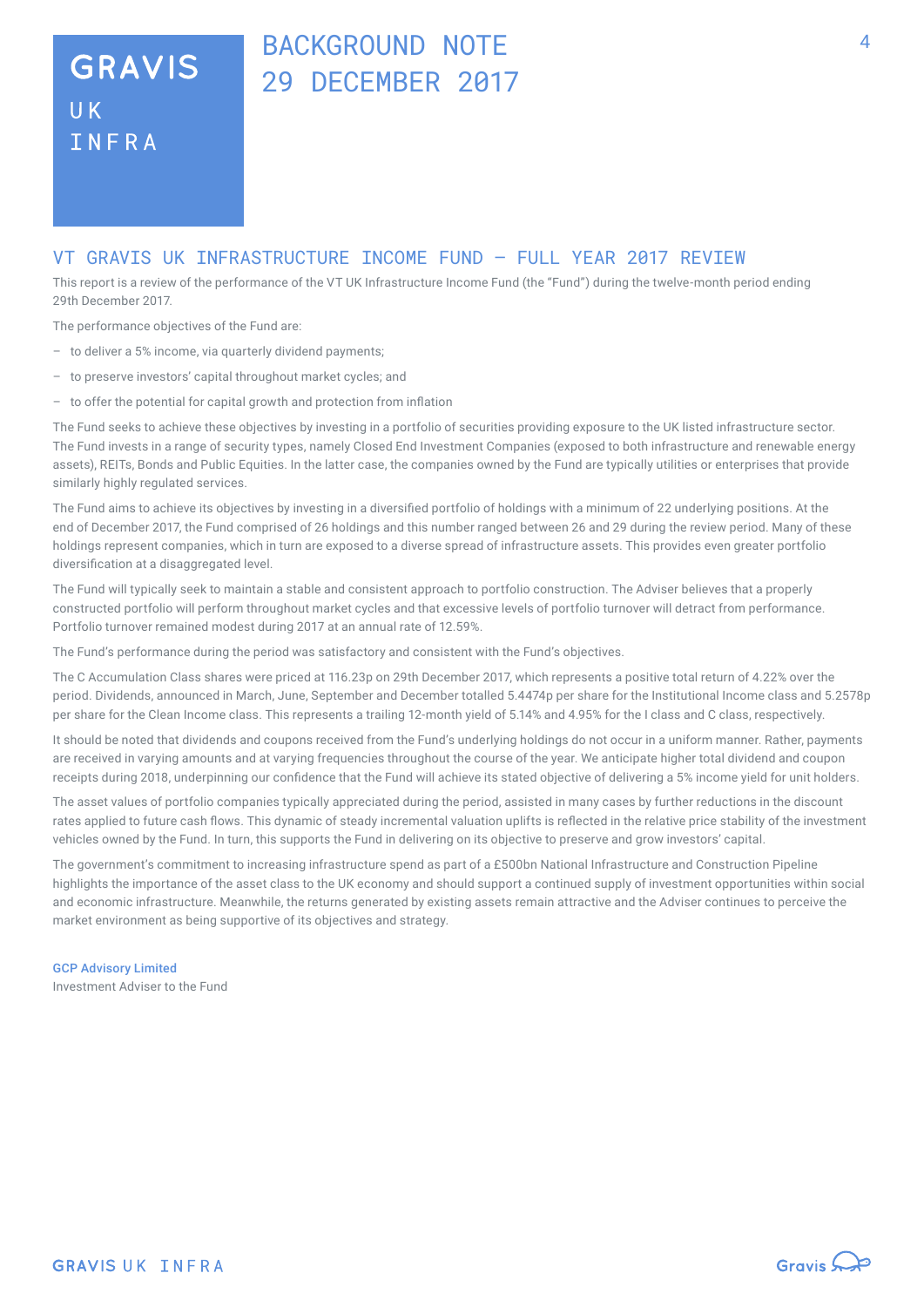# BACKGROUND NOTE 29 DECEMBER 2017

## VT GRAVIS UK INFRASTRUCTURE INCOME FUND – FULL YEAR 2017 REVIEW

This report is a review of the performance of the VT UK Infrastructure Income Fund (the "Fund") during the twelve-month period ending 29th December 2017.

The performance objectives of the Fund are:

- to deliver a 5% income, via quarterly dividend payments;
- to preserve investors' capital throughout market cycles; and
- to offer the potential for capital growth and protection from inflation

The Fund seeks to achieve these objectives by investing in a portfolio of securities providing exposure to the UK listed infrastructure sector. The Fund invests in a range of security types, namely Closed End Investment Companies (exposed to both infrastructure and renewable energy assets), REITs, Bonds and Public Equities. In the latter case, the companies owned by the Fund are typically utilities or enterprises that provide similarly highly regulated services.

The Fund aims to achieve its objectives by investing in a diversified portfolio of holdings with a minimum of 22 underlying positions. At the end of December 2017, the Fund comprised of 26 holdings and this number ranged between 26 and 29 during the review period. Many of these holdings represent companies, which in turn are exposed to a diverse spread of infrastructure assets. This provides even greater portfolio diversification at a disaggregated level.

The Fund will typically seek to maintain a stable and consistent approach to portfolio construction. The Adviser believes that a properly constructed portfolio will perform throughout market cycles and that excessive levels of portfolio turnover will detract from performance. Portfolio turnover remained modest during 2017 at an annual rate of 12.59%.

The Fund's performance during the period was satisfactory and consistent with the Fund's objectives.

The C Accumulation Class shares were priced at 116.23p on 29th December 2017, which represents a positive total return of 4.22% over the period. Dividends, announced in March, June, September and December totalled 5.4474p per share for the Institutional Income class and 5.2578p per share for the Clean Income class. This represents a trailing 12-month yield of 5.14% and 4.95% for the I class and C class, respectively.

It should be noted that dividends and coupons received from the Fund's underlying holdings do not occur in a uniform manner. Rather, payments are received in varying amounts and at varying frequencies throughout the course of the year. We anticipate higher total dividend and coupon receipts during 2018, underpinning our confidence that the Fund will achieve its stated objective of delivering a 5% income yield for unit holders.

The asset values of portfolio companies typically appreciated during the period, assisted in many cases by further reductions in the discount rates applied to future cash flows. This dynamic of steady incremental valuation uplifts is reflected in the relative price stability of the investment vehicles owned by the Fund. In turn, this supports the Fund in delivering on its objective to preserve and grow investors' capital.

The government's commitment to increasing infrastructure spend as part of a £500bn National Infrastructure and Construction Pipeline highlights the importance of the asset class to the UK economy and should support a continued supply of investment opportunities within social and economic infrastructure. Meanwhile, the returns generated by existing assets remain attractive and the Adviser continues to perceive the market environment as being supportive of its objectives and strategy.

**GCP Advisory Limited**
Investment Adviser to the Fund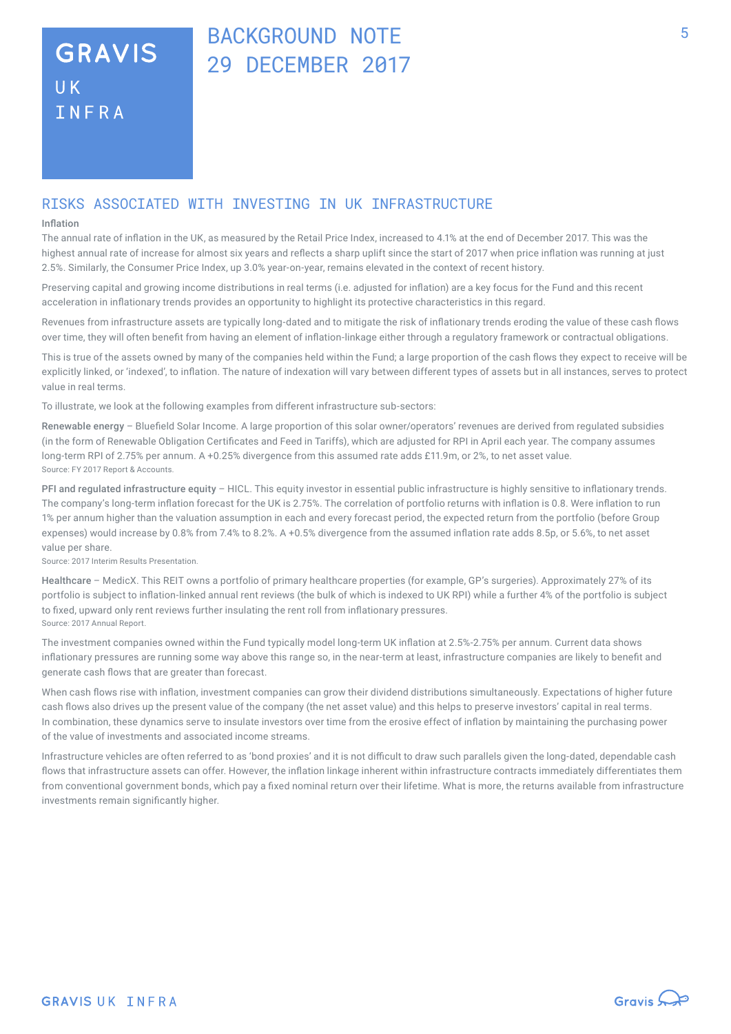# BACKGROUND NOTE 29 DECEMBER 2017

## RISKS ASSOCIATED WITH INVESTING IN UK INFRASTRUCTURE

### Inflation

The annual rate of inflation in the UK, as measured by the Retail Price Index, increased to 4.1% at the end of December 2017. This was the highest annual rate of increase for almost six years and reflects a sharp uplift since the start of 2017 when price inflation was running at just 2.5%. Similarly, the Consumer Price Index, up 3.0% year-on-year, remains elevated in the context of recent history.

Preserving capital and growing income distributions in real terms (i.e. adjusted for inflation) are a key focus for the Fund and this recent acceleration in inflationary trends provides an opportunity to highlight its protective characteristics in this regard.

Revenues from infrastructure assets are typically long-dated and to mitigate the risk of inflationary trends eroding the value of these cash flows over time, they will often benefit from having an element of inflation-linkage either through a regulatory framework or contractual obligations.

This is true of the assets owned by many of the companies held within the Fund; a large proportion of the cash flows they expect to receive will be explicitly linked, or 'indexed', to inflation. The nature of indexation will vary between different types of assets but in all instances, serves to protect value in real terms.

To illustrate, we look at the following examples from different infrastructure sub-sectors:

**Renewable energy** – Bluefield Solar Income. A large proportion of this solar owner/operators' revenues are derived from regulated subsidies (in the form of Renewable Obligation Certificates and Feed in Tariffs), which are adjusted for RPI in April each year. The company assumes long-term RPI of 2.75% per annum. A +0.25% divergence from this assumed rate adds £11.9m, or 2%, to net asset value.
Source: FY 2017 Report & Accounts.

**PFI and regulated infrastructure equity** – HICL. This equity investor in essential public infrastructure is highly sensitive to inflationary trends. The company's long-term inflation forecast for the UK is 2.75%. The correlation of portfolio returns with inflation is 0.8. Were inflation to run 1% per annum higher than the valuation assumption in each and every forecast period, the expected return from the portfolio (before Group expenses) would increase by 0.8% from 7.4% to 8.2%. A +0.5% divergence from the assumed inflation rate adds 8.5p, or 5.6%, to net asset value per share.
Source: 2017 Interim Results Presentation.

**Healthcare** – MedicX. This REIT owns a portfolio of primary healthcare properties (for example, GP's surgeries). Approximately 27% of its portfolio is subject to inflation-linked annual rent reviews (the bulk of which is indexed to UK RPI) while a further 4% of the portfolio is subject to fixed, upward only rent reviews further insulating the rent roll from inflationary pressures.
Source: 2017 Annual Report.

The investment companies owned within the Fund typically model long-term UK inflation at 2.5%-2.75% per annum. Current data shows inflationary pressures are running some way above this range so, in the near-term at least, infrastructure companies are likely to benefit and generate cash flows that are greater than forecast.

When cash flows rise with inflation, investment companies can grow their dividend distributions simultaneously. Expectations of higher future cash flows also drives up the present value of the company (the net asset value) and this helps to preserve investors' capital in real terms. In combination, these dynamics serve to insulate investors over time from the erosive effect of inflation by maintaining the purchasing power of the value of investments and associated income streams.

Infrastructure vehicles are often referred to as 'bond proxies' and it is not difficult to draw such parallels given the long-dated, dependable cash flows that infrastructure assets can offer. However, the inflation linkage inherent within infrastructure contracts immediately differentiates them from conventional government bonds, which pay a fixed nominal return over their lifetime. What is more, the returns available from infrastructure investments remain significantly higher.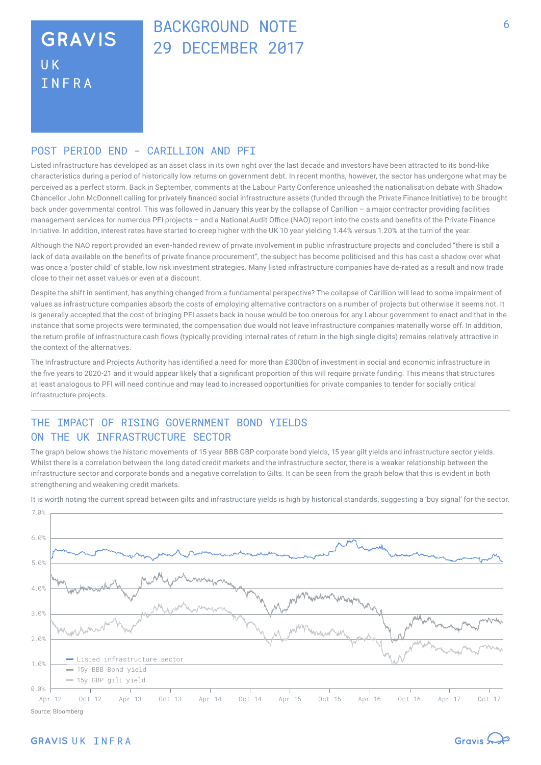## POST PERIOD END – CARILLION AND PFI

Listed infrastructure has developed as an asset class in its own right over the last decade and investors have been attracted to its bond-like characteristics during a period of historically low returns on government debt. In recent months, however, the sector has undergone what may be perceived as a perfect storm. Back in September, comments at the Labour Party Conference unleashed the nationalisation debate with Shadow Chancellor John McDonnell calling for privately financed social infrastructure assets (funded through the Private Finance Initiative) to be brought back under governmental control. This was followed in January this year by the collapse of Carillion – a major contractor providing facilities management services for numerous PFI projects – and a National Audit Office (NAO) report into the costs and benefits of the Private Finance Initiative. In addition, interest rates have started to creep higher with the UK 10 year yielding 1.44% versus 1.20% at the turn of the year.

Although the NAO report provided an even-handed review of private involvement in public infrastructure projects and concluded "there is still a lack of data available on the benefits of private finance procurement", the subject has become politicised and this has cast a shadow over what was once a 'poster child' of stable, low risk investment strategies. Many listed infrastructure companies have de-rated as a result and now trade close to their net asset values or even at a discount.

Despite the shift in sentiment, has anything changed from a fundamental perspective? The collapse of Carillion will lead to some impairment of values as infrastructure companies absorb the costs of employing alternative contractors on a number of projects but otherwise it seems not. It is generally accepted that the cost of bringing PFI assets back in house would be too onerous for any Labour government to enact and that in the instance that some projects were terminated, the compensation due would not leave infrastructure companies materially worse off. In addition, the return profile of infrastructure cash flows (typically providing internal rates of return in the high single digits) remains relatively attractive in the context of the alternatives.

The Infrastructure and Projects Authority has identified a need for more than £300bn of investment in social and economic infrastructure in the five years to 2020-21 and it would appear likely that a significant proportion of this will require private funding. This means that structures at least analogous to PFI will need continue and may lead to increased opportunities for private companies to tender for socially critical infrastructure projects.

## THE IMPACT OF RISING GOVERNMENT BOND YIELDS ON THE UK INFRASTRUCTURE SECTOR

The graph below shows the historic movements of 15 year BBB GBP corporate bond yields, 15 year gilt yields and infrastructure sector yields. Whilst there is a correlation between the long dated credit markets and the infrastructure sector, there is a weaker relationship between the infrastructure sector and corporate bonds and a negative correlation to Gilts. It can be seen from the graph below that this is evident in both strengthening and weakening credit markets.

It is worth noting the current spread between gilts and infrastructure yields is high by historical standards, suggesting a 'buy signal' for the sector.

Source: Bloomberg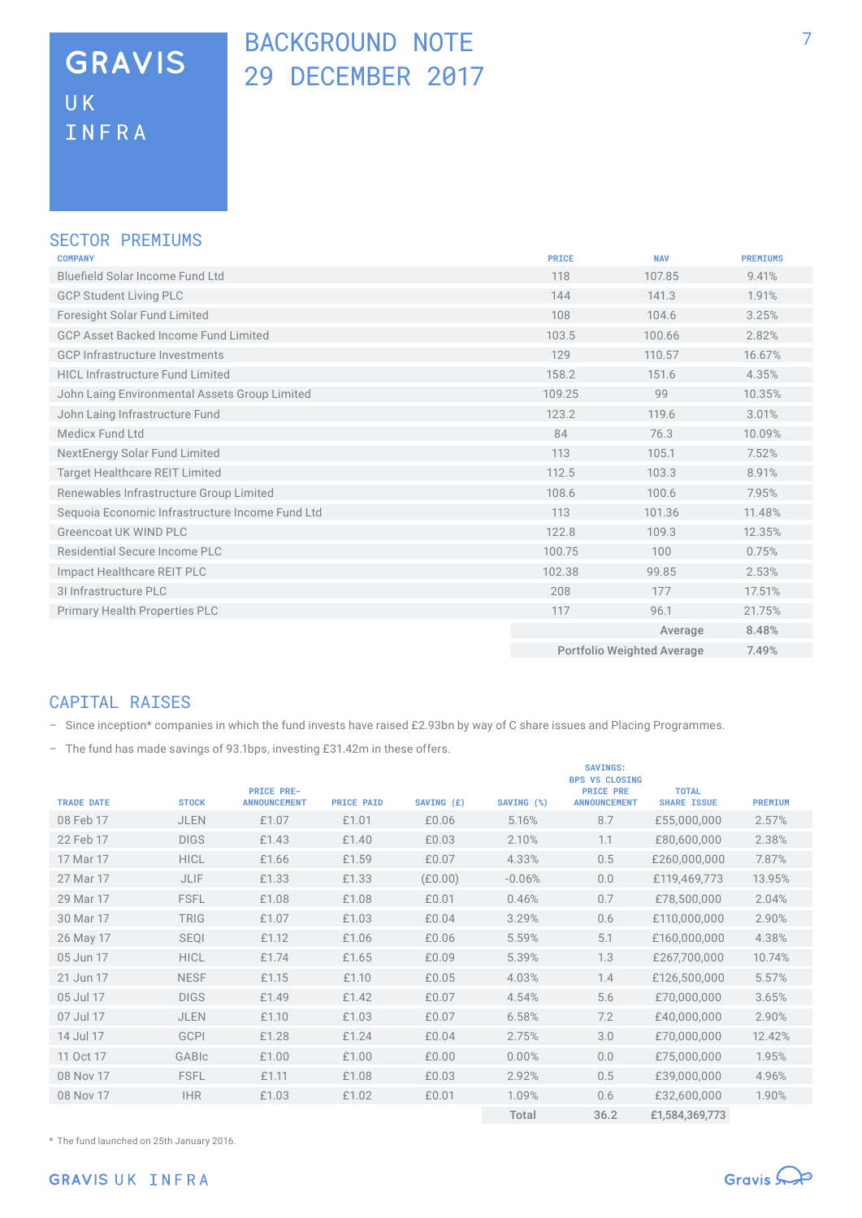# GRAVIS UK INFRA

# BACKGROUND NOTE 29 DECEMBER 2017

## SECTOR PREMIUMS

| COMPANY | PRICE | NAV | PREMIUMS |
|---|---|---|---|
| Bluefield Solar Income Fund Ltd | 118 | 107.85 | 9.41% |
| GCP Student Living PLC | 144 | 141.3 | 1.91% |
| Foresight Solar Fund Limited | 108 | 104.6 | 3.25% |
| GCP Asset Backed Income Fund Limited | 103.5 | 100.66 | 2.82% |
| GCP Infrastructure Investments | 129 | 110.57 | 16.67% |
| HICL Infrastructure Fund Limited | 158.2 | 151.6 | 4.35% |
| John Laing Environmental Assets Group Limited | 109.25 | 99 | 10.35% |
| John Laing Infrastructure Fund | 123.2 | 119.6 | 3.01% |
| Medicx Fund Ltd | 84 | 76.3 | 10.09% |
| NextEnergy Solar Fund Limited | 113 | 105.1 | 7.52% |
| Target Healthcare REIT Limited | 112.5 | 103.3 | 8.91% |
| Renewables Infrastructure Group Limited | 108.6 | 100.6 | 7.95% |
| Sequoia Economic Infrastructure Income Fund Ltd | 113 | 101.36 | 11.48% |
| Greencoat UK WIND PLC | 122.8 | 109.3 | 12.35% |
| Residential Secure Income PLC | 100.75 | 100 | 0.75% |
| Impact Healthcare REIT PLC | 102.38 | 99.85 | 2.53% |
| 3I Infrastructure PLC | 208 | 177 | 17.51% |
| Primary Health Properties PLC | 117 | 96.1 | 21.75% |
| | | Average | 8.48% |
| | | Portfolio Weighted Average | 7.49% |

## CAPITAL RAISES

- Since inception* companies in which the fund invests have raised £2.93bn by way of C share issues and Placing Programmes.
- The fund has made savings of 93.1bps, investing £31.42m in these offers.

| TRADE DATE | STOCK | PRICE PRE-ANNOUNCEMENT | PRICE PAID | SAVING (£) | SAVING (%) | SAVINGS: BPS VS CLOSING PRICE PRE ANNOUNCEMENT | TOTAL SHARE ISSUE | PREMIUM |
|---|---|---|---|---|---|---|---|---|
| 08 Feb 17 | JLEN | £1.07 | £1.01 | £0.06 | 5.16% | 8.7 | £55,000,000 | 2.57% |
| 22 Feb 17 | DIGS | £1.43 | £1.40 | £0.03 | 2.10% | 1.1 | £80,600,000 | 2.38% |
| 17 Mar 17 | HICL | £1.66 | £1.59 | £0.07 | 4.33% | 0.5 | £260,000,000 | 7.87% |
| 27 Mar 17 | JLIF | £1.33 | £1.33 | (£0.00) | -0.06% | 0.0 | £119,469,773 | 13.95% |
| 29 Mar 17 | FSFL | £1.08 | £1.08 | £0.01 | 0.46% | 0.7 | £78,500,000 | 2.04% |
| 30 Mar 17 | TRIG | £1.07 | £1.03 | £0.04 | 3.29% | 0.6 | £110,000,000 | 2.90% |
| 26 May 17 | SEQI | £1.12 | £1.06 | £0.06 | 5.59% | 5.1 | £160,000,000 | 4.38% |
| 05 Jun 17 | HICL | £1.74 | £1.65 | £0.09 | 5.39% | 1.3 | £267,700,000 | 10.74% |
| 21 Jun 17 | NESF | £1.15 | £1.10 | £0.05 | 4.03% | 1.4 | £126,500,000 | 5.57% |
| 05 Jul 17 | DIGS | £1.49 | £1.42 | £0.07 | 4.54% | 5.6 | £70,000,000 | 3.65% |
| 07 Jul 17 | JLEN | £1.10 | £1.03 | £0.07 | 6.58% | 7.2 | £40,000,000 | 2.90% |
| 14 Jul 17 | GCPI | £1.28 | £1.24 | £0.04 | 2.75% | 3.0 | £70,000,000 | 12.42% |
| 11 Oct 17 | GABIc | £1.00 | £1.00 | £0.00 | 0.00% | 0.0 | £75,000,000 | 1.95% |
| 08 Nov 17 | FSFL | £1.11 | £1.08 | £0.03 | 2.92% | 0.5 | £39,000,000 | 4.96% |
| 08 Nov 17 | IHR | £1.03 | £1.02 | £0.01 | 1.09% | 0.6 | £32,600,000 | 1.90% |
| | | | | | Total | 36.2 | £1,584,369,773 | |

* The fund launched on 25th January 2016.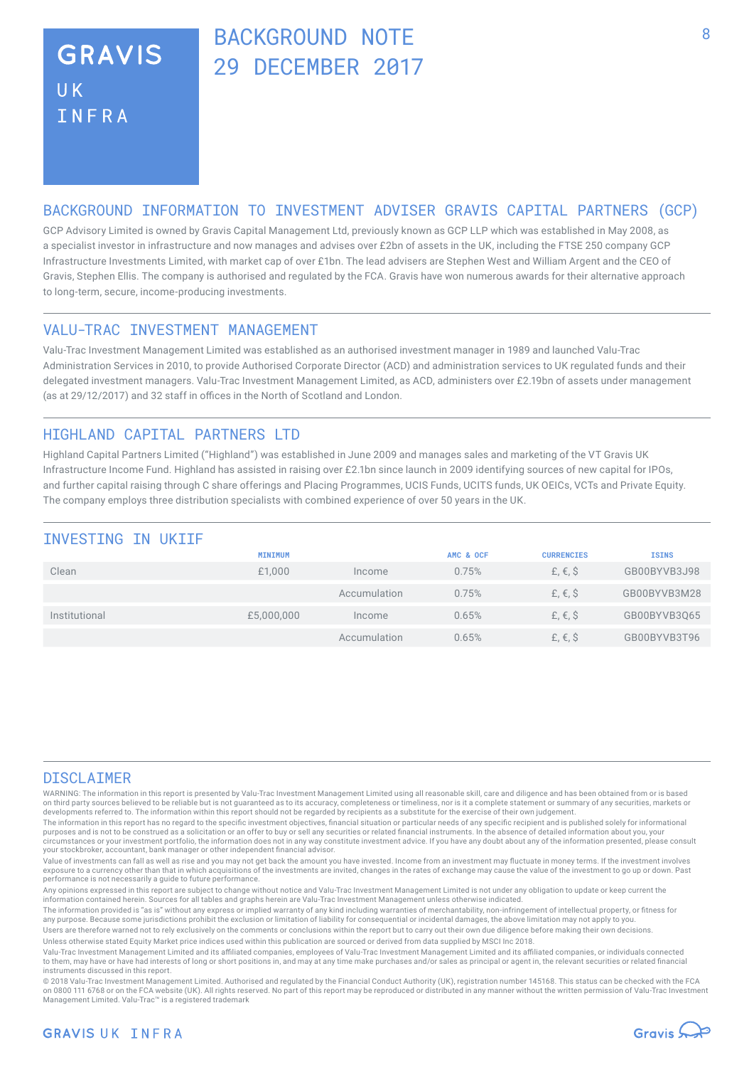# GRAVIS UK INFRA

# BACKGROUND NOTE 29 DECEMBER 2017

## BACKGROUND INFORMATION TO INVESTMENT ADVISER GRAVIS CAPITAL PARTNERS (GCP)

GCP Advisory Limited is owned by Gravis Capital Management Ltd, previously known as GCP LLP which was established in May 2008, as a specialist investor in infrastructure and now manages and advises over £2bn of assets in the UK, including the FTSE 250 company GCP Infrastructure Investments Limited, with market cap of over £1bn. The lead advisers are Stephen West and William Argent and the CEO of Gravis, Stephen Ellis. The company is authorised and regulated by the FCA. Gravis have won numerous awards for their alternative approach to long-term, secure, income-producing investments.

## VALU-TRAC INVESTMENT MANAGEMENT

Valu-Trac Investment Management Limited was established as an authorised investment manager in 1989 and launched Valu-Trac Administration Services in 2010, to provide Authorised Corporate Director (ACD) and administration services to UK regulated funds and their delegated investment managers. Valu-Trac Investment Management Limited, as ACD, administers over £2.19bn of assets under management (as at 29/12/2017) and 32 staff in offices in the North of Scotland and London.

## HIGHLAND CAPITAL PARTNERS LTD

Highland Capital Partners Limited ("Highland") was established in June 2009 and manages sales and marketing of the VT Gravis UK Infrastructure Income Fund. Highland has assisted in raising over £2.1bn since launch in 2009 identifying sources of new capital for IPOs, and further capital raising through C share offerings and Placing Programmes, UCIS Funds, UCITS funds, UK OEICs, VCTs and Private Equity. The company employs three distribution specialists with combined experience of over 50 years in the UK.

## INVESTING IN UKIIF

| | MINIMUM | | AMC & OCF | CURRENCIES | ISINS |
|---|---|---|---|---|---|
| Clean | £1,000 | Income | 0.75% | £, €, $ | GB00BYVB3J98 |
| | | Accumulation | 0.75% | £, €, $ | GB00BYVB3M28 |
| Institutional | £5,000,000 | Income | 0.65% | £, €, $ | GB00BYVB3Q65 |
| | | Accumulation | 0.65% | £, €, $ | GB00BYVB3T96 |

## DISCLAIMER

WARNING: The information in this report is presented by Valu-Trac Investment Management Limited using all reasonable skill, care and diligence and has been obtained from or is based on third party sources believed to be reliable but is not guaranteed as to its accuracy, completeness or timeliness, nor is it a complete statement or summary of any securities, markets or developments referred to. The information within this report should not be regarded by recipients as a substitute for the exercise of their own judgement.

The information in this report has no regard to the specific investment objectives, financial situation or particular needs of any specific recipient and is published solely for informational purposes and is not to be construed as a solicitation or an offer to buy or sell any securities or related financial instruments. In the absence of detailed information about you, your circumstances or your investment portfolio, the information does not in any way constitute investment advice. If you have any doubt about any of the information presented, please consult your stockbroker, accountant, bank manager or other independent financial advisor.

Value of investments can fall as well as rise and you may not get back the amount you have invested. Income from an investment may fluctuate in money terms. If the investment involves exposure to a currency other than that in which acquisitions of the investments are invited, changes in the rates of exchange may cause the value of the investment to go up or down. Past performance is not necessarily a guide to future performance.

Any opinions expressed in this report are subject to change without notice and Valu-Trac Investment Management Limited is not under any obligation to update or keep current the information contained herein. Sources for all tables and graphs herein are Valu-Trac Investment Management unless otherwise indicated.

The information provided is "as is" without any express or implied warranty of any kind including warranties of merchantability, non-infringement of intellectual property, or fitness for any purpose. Because some jurisdictions prohibit the exclusion or limitation of liability for consequential or incidental damages, the above limitation may not apply to you.

Users are therefore warned not to rely exclusively on the comments or conclusions within the report but to carry out their own due diligence before making their own decisions.

Unless otherwise stated Equity Market price indices used within this publication are sourced or derived from data supplied by MSCI Inc 2018.

Valu-Trac Investment Management Limited and its affiliated companies, employees of Valu-Trac Investment Management Limited and its affiliated companies, or individuals connected to them, may have or have had interests of long or short positions in, and may at any time make purchases and/or sales as principal or agent in, the relevant securities or related financial instruments discussed in this report.

© 2018 Valu-Trac Investment Management Limited. Authorised and regulated by the Financial Conduct Authority (UK), registration number 145168. This status can be checked with the FCA on 0800 111 6768 or on the FCA website (UK). All rights reserved. No part of this report may be reproduced or distributed in any manner without the written permission of Valu-Trac Investment Management Limited. Valu-Trac™ is a registered trademark